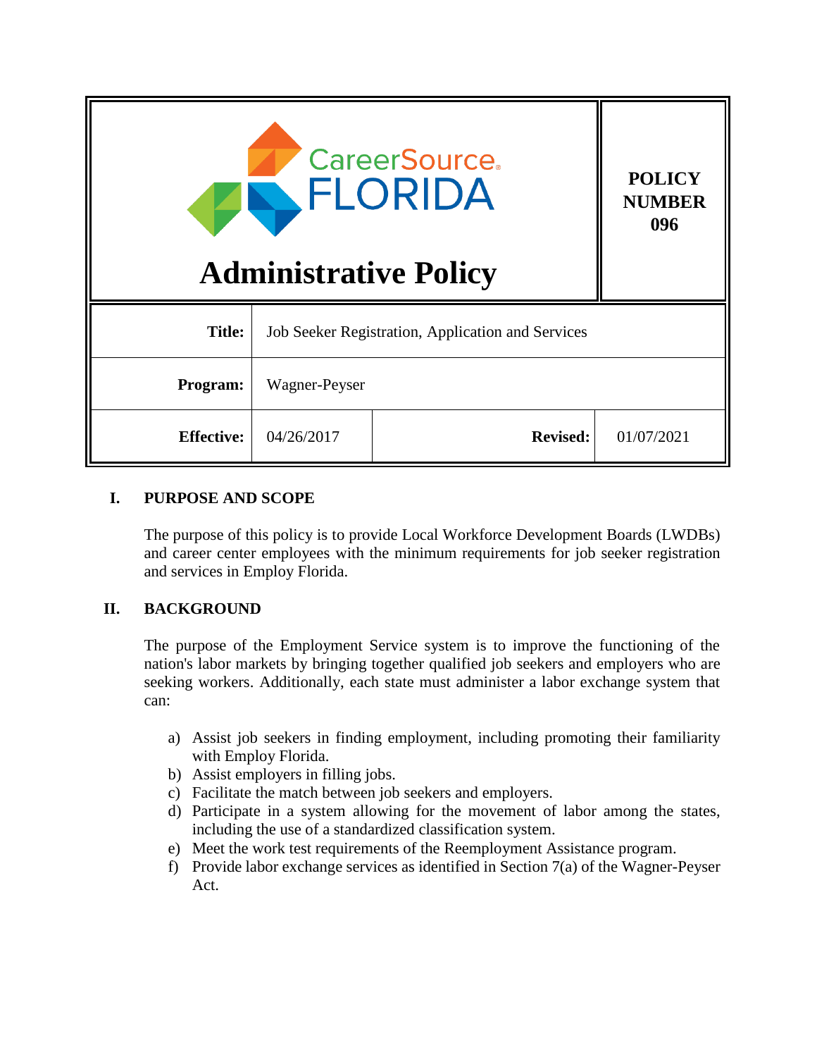| CareerSource FLORIDA<br>**Administrative Policy** | **POLICY NUMBER 096** | | |
|---|---|---|---|
| **Title:** | Job Seeker Registration, Application and Services | | |
| **Program:** | Wagner-Peyser | | |
| **Effective:** | 04/26/2017 | **Revised:** | 01/07/2021 |

## I. PURPOSE AND SCOPE

The purpose of this policy is to provide Local Workforce Development Boards (LWDBs) and career center employees with the minimum requirements for job seeker registration and services in Employ Florida.

## II. BACKGROUND

The purpose of the Employment Service system is to improve the functioning of the nation's labor markets by bringing together qualified job seekers and employers who are seeking workers. Additionally, each state must administer a labor exchange system that can:

a) Assist job seekers in finding employment, including promoting their familiarity with Employ Florida.
b) Assist employers in filling jobs.
c) Facilitate the match between job seekers and employers.
d) Participate in a system allowing for the movement of labor among the states, including the use of a standardized classification system.
e) Meet the work test requirements of the Reemployment Assistance program.
f) Provide labor exchange services as identified in Section 7(a) of the Wagner-Peyser Act.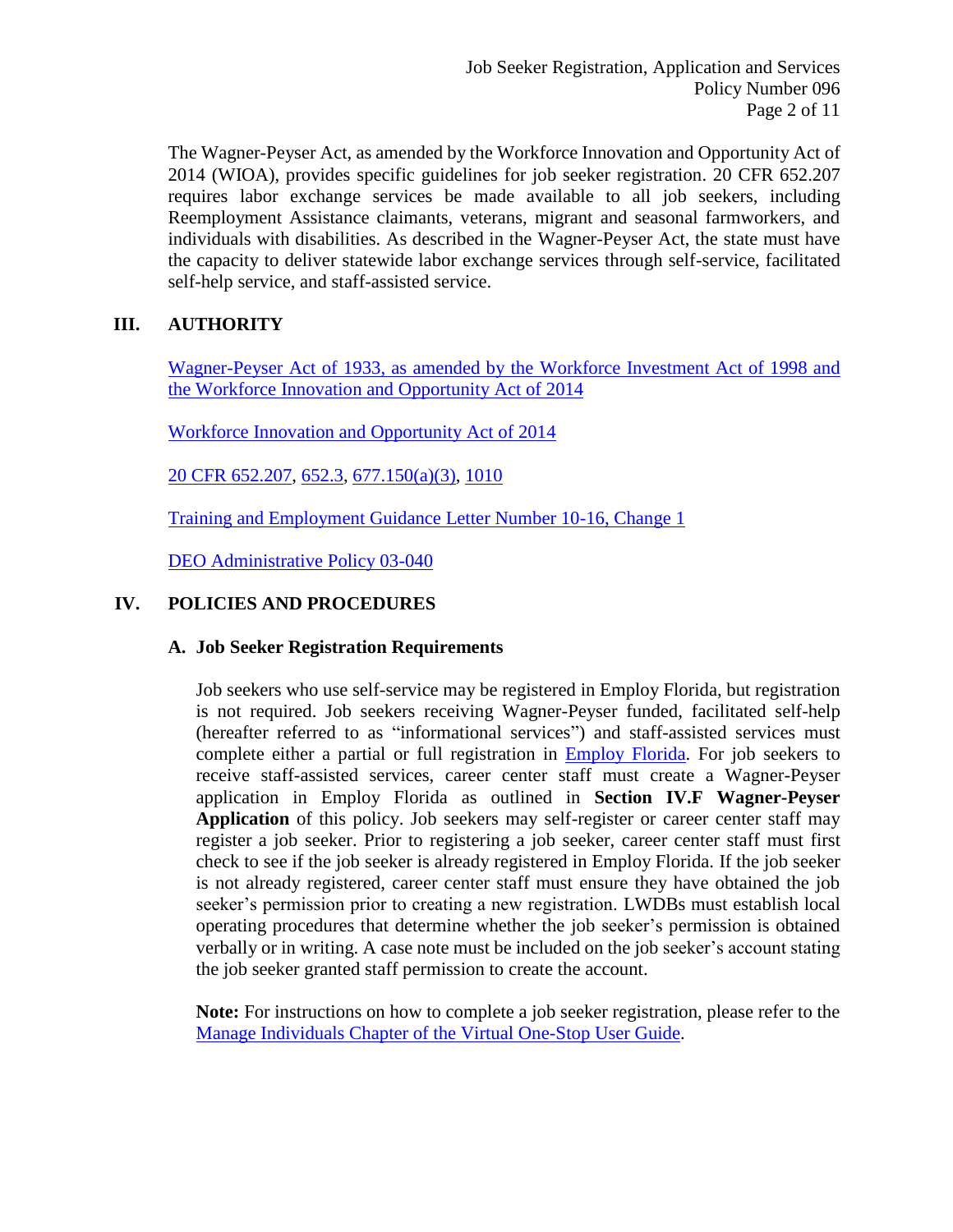The Wagner-Peyser Act, as amended by the Workforce Innovation and Opportunity Act of 2014 (WIOA), provides specific guidelines for job seeker registration. 20 CFR 652.207 requires labor exchange services be made available to all job seekers, including Reemployment Assistance claimants, veterans, migrant and seasonal farmworkers, and individuals with disabilities. As described in the Wagner-Peyser Act, the state must have the capacity to deliver statewide labor exchange services through self-service, facilitated self-help service, and staff-assisted service.

## III. AUTHORITY

Wagner-Peyser Act of 1933, as amended by the Workforce Investment Act of 1998 and the Workforce Innovation and Opportunity Act of 2014

Workforce Innovation and Opportunity Act of 2014

20 CFR 652.207, 652.3, 677.150(a)(3), 1010

Training and Employment Guidance Letter Number 10-16, Change 1

DEO Administrative Policy 03-040

## IV. POLICIES AND PROCEDURES

### A. Job Seeker Registration Requirements

Job seekers who use self-service may be registered in Employ Florida, but registration is not required. Job seekers receiving Wagner-Peyser funded, facilitated self-help (hereafter referred to as "informational services") and staff-assisted services must complete either a partial or full registration in Employ Florida. For job seekers to receive staff-assisted services, career center staff must create a Wagner-Peyser application in Employ Florida as outlined in **Section IV.F Wagner-Peyser Application** of this policy. Job seekers may self-register or career center staff may register a job seeker. Prior to registering a job seeker, career center staff must first check to see if the job seeker is already registered in Employ Florida. If the job seeker is not already registered, career center staff must ensure they have obtained the job seeker's permission prior to creating a new registration. LWDBs must establish local operating procedures that determine whether the job seeker's permission is obtained verbally or in writing. A case note must be included on the job seeker's account stating the job seeker granted staff permission to create the account.

**Note:** For instructions on how to complete a job seeker registration, please refer to the Manage Individuals Chapter of the Virtual One-Stop User Guide.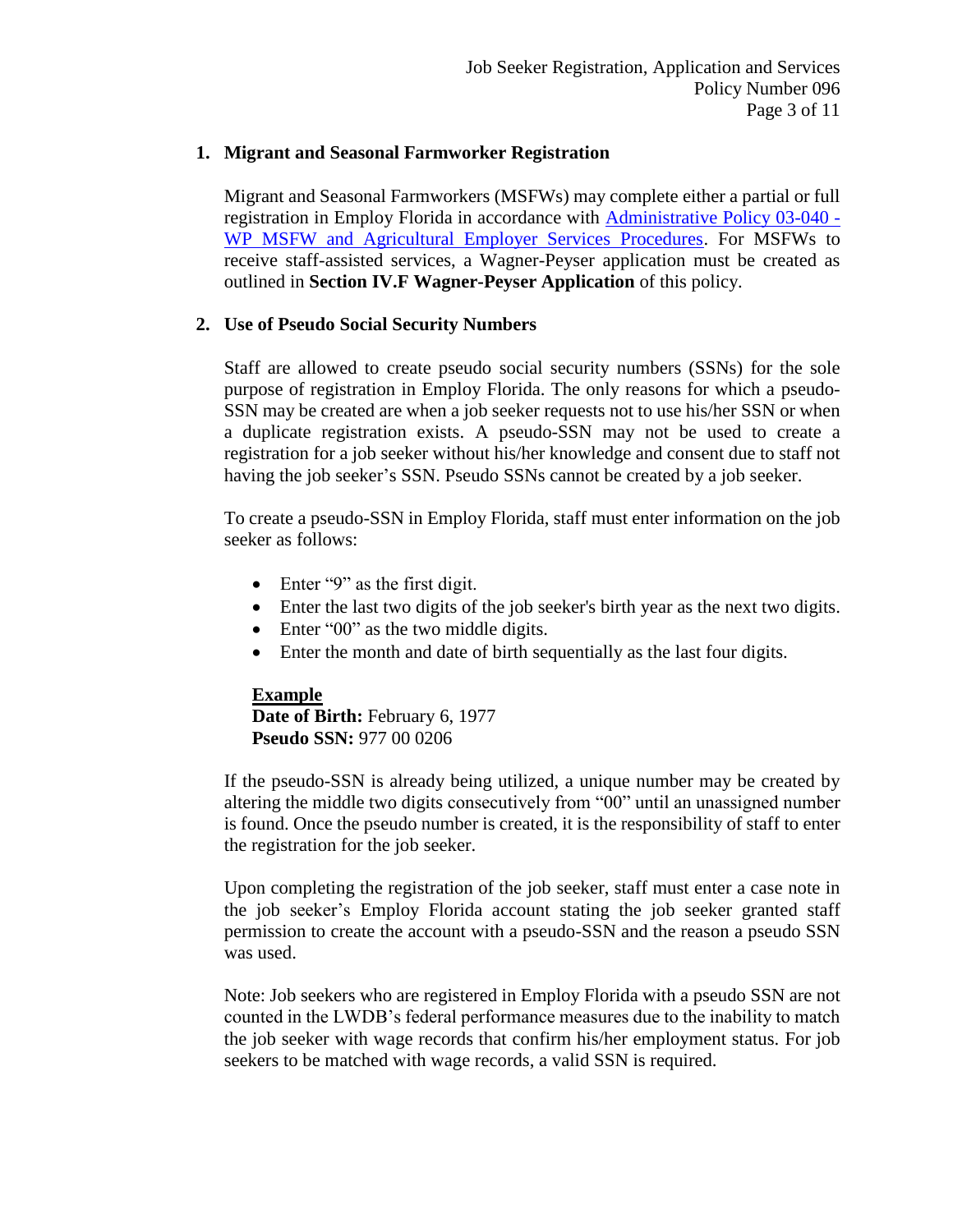## 1. Migrant and Seasonal Farmworker Registration

Migrant and Seasonal Farmworkers (MSFWs) may complete either a partial or full registration in Employ Florida in accordance with [Administrative Policy 03-040 - WP MSFW and Agricultural Employer Services Procedures](). For MSFWs to receive staff-assisted services, a Wagner-Peyser application must be created as outlined in **Section IV.F Wagner-Peyser Application** of this policy.

## 2. Use of Pseudo Social Security Numbers

Staff are allowed to create pseudo social security numbers (SSNs) for the sole purpose of registration in Employ Florida. The only reasons for which a pseudo-SSN may be created are when a job seeker requests not to use his/her SSN or when a duplicate registration exists. A pseudo-SSN may not be used to create a registration for a job seeker without his/her knowledge and consent due to staff not having the job seeker's SSN. Pseudo SSNs cannot be created by a job seeker.

To create a pseudo-SSN in Employ Florida, staff must enter information on the job seeker as follows:

- Enter "9" as the first digit.
- Enter the last two digits of the job seeker's birth year as the next two digits.
- Enter "00" as the two middle digits.
- Enter the month and date of birth sequentially as the last four digits.

**Example**
**Date of Birth:** February 6, 1977
**Pseudo SSN:** 977 00 0206

If the pseudo-SSN is already being utilized, a unique number may be created by altering the middle two digits consecutively from "00" until an unassigned number is found. Once the pseudo number is created, it is the responsibility of staff to enter the registration for the job seeker.

Upon completing the registration of the job seeker, staff must enter a case note in the job seeker's Employ Florida account stating the job seeker granted staff permission to create the account with a pseudo-SSN and the reason a pseudo SSN was used.

Note: Job seekers who are registered in Employ Florida with a pseudo SSN are not counted in the LWDB's federal performance measures due to the inability to match the job seeker with wage records that confirm his/her employment status. For job seekers to be matched with wage records, a valid SSN is required.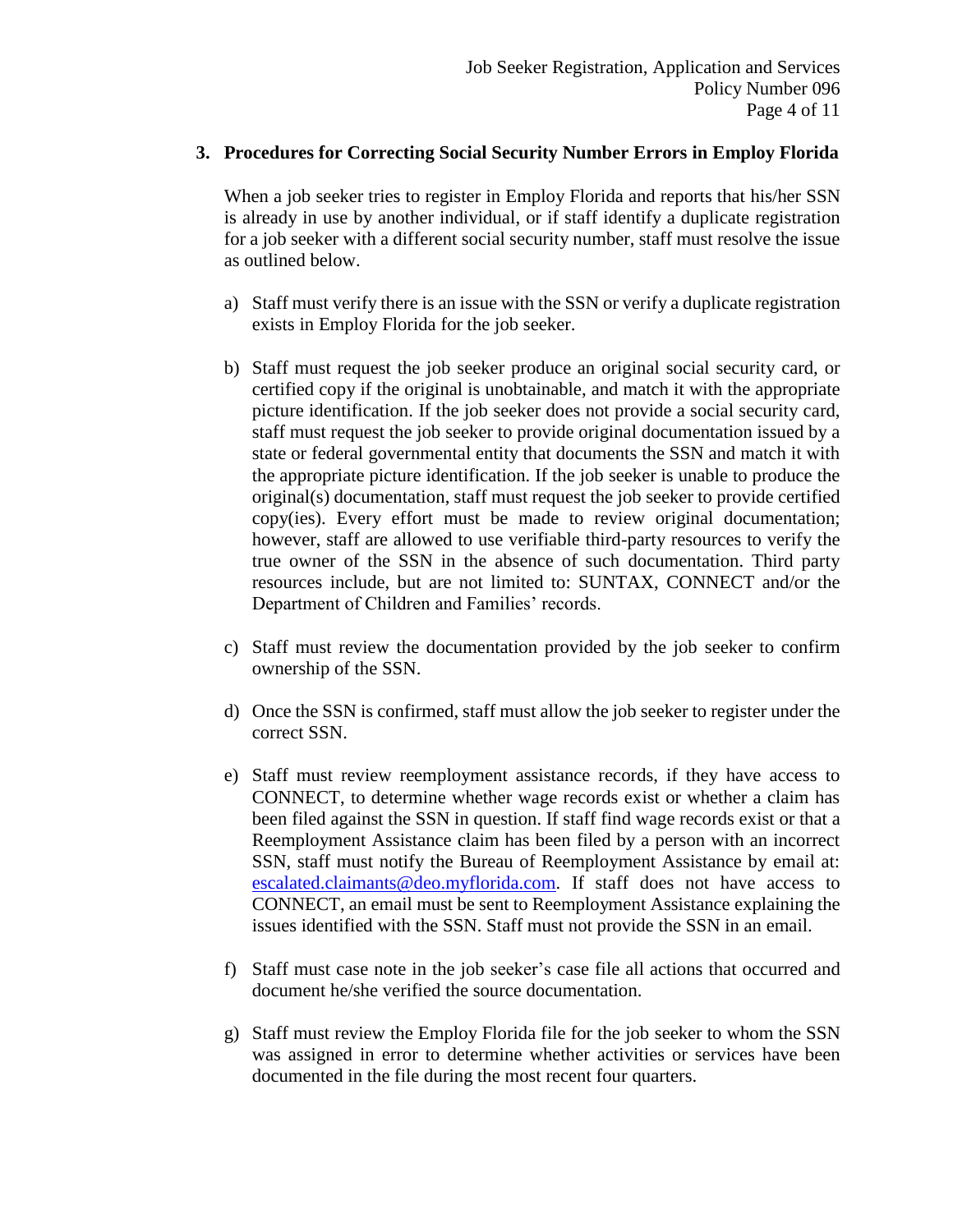### 3. Procedures for Correcting Social Security Number Errors in Employ Florida

When a job seeker tries to register in Employ Florida and reports that his/her SSN is already in use by another individual, or if staff identify a duplicate registration for a job seeker with a different social security number, staff must resolve the issue as outlined below.

a) Staff must verify there is an issue with the SSN or verify a duplicate registration exists in Employ Florida for the job seeker.

b) Staff must request the job seeker produce an original social security card, or certified copy if the original is unobtainable, and match it with the appropriate picture identification. If the job seeker does not provide a social security card, staff must request the job seeker to provide original documentation issued by a state or federal governmental entity that documents the SSN and match it with the appropriate picture identification. If the job seeker is unable to produce the original(s) documentation, staff must request the job seeker to provide certified copy(ies). Every effort must be made to review original documentation; however, staff are allowed to use verifiable third-party resources to verify the true owner of the SSN in the absence of such documentation. Third party resources include, but are not limited to: SUNTAX, CONNECT and/or the Department of Children and Families' records.

c) Staff must review the documentation provided by the job seeker to confirm ownership of the SSN.

d) Once the SSN is confirmed, staff must allow the job seeker to register under the correct SSN.

e) Staff must review reemployment assistance records, if they have access to CONNECT, to determine whether wage records exist or whether a claim has been filed against the SSN in question. If staff find wage records exist or that a Reemployment Assistance claim has been filed by a person with an incorrect SSN, staff must notify the Bureau of Reemployment Assistance by email at: escalated.claimants@deo.myflorida.com. If staff does not have access to CONNECT, an email must be sent to Reemployment Assistance explaining the issues identified with the SSN. Staff must not provide the SSN in an email.

f) Staff must case note in the job seeker's case file all actions that occurred and document he/she verified the source documentation.

g) Staff must review the Employ Florida file for the job seeker to whom the SSN was assigned in error to determine whether activities or services have been documented in the file during the most recent four quarters.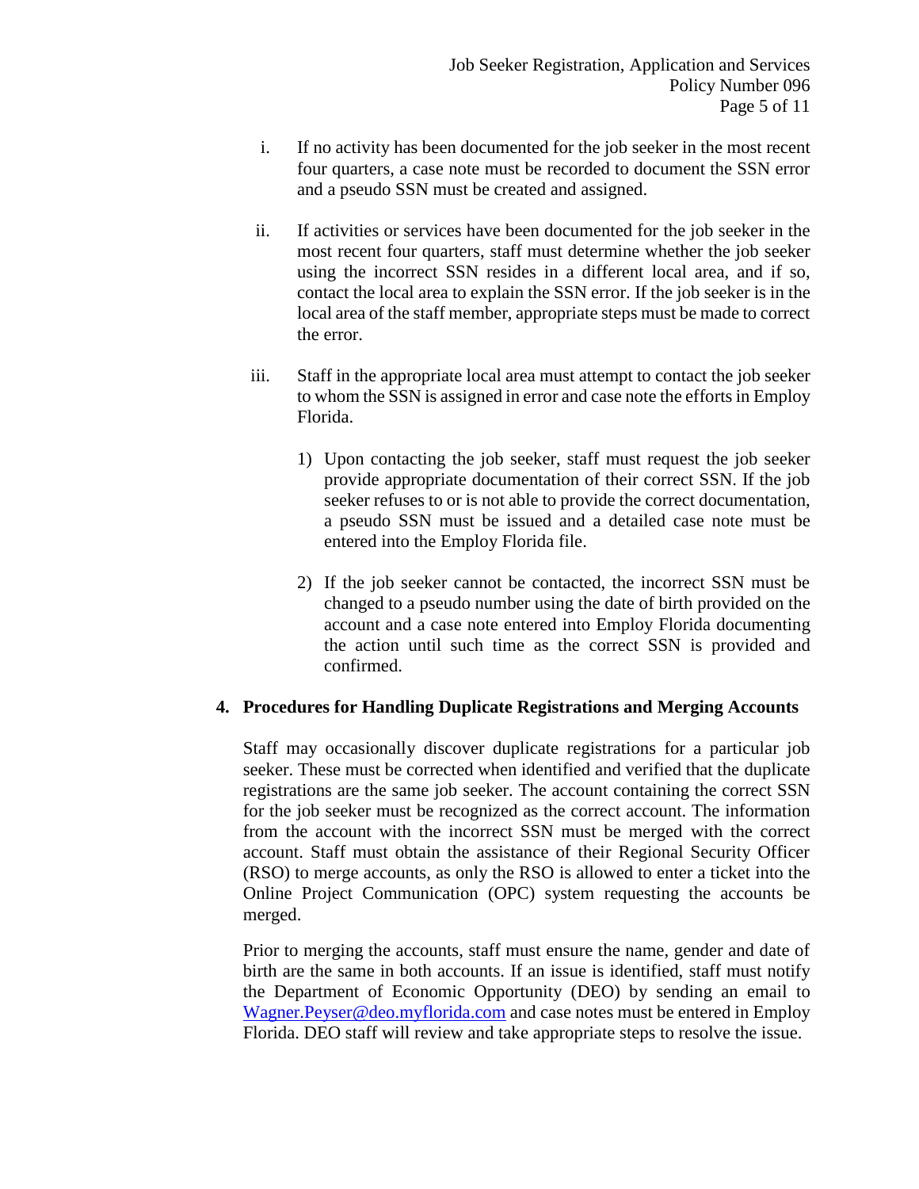i. If no activity has been documented for the job seeker in the most recent four quarters, a case note must be recorded to document the SSN error and a pseudo SSN must be created and assigned.

ii. If activities or services have been documented for the job seeker in the most recent four quarters, staff must determine whether the job seeker using the incorrect SSN resides in a different local area, and if so, contact the local area to explain the SSN error. If the job seeker is in the local area of the staff member, appropriate steps must be made to correct the error.

iii. Staff in the appropriate local area must attempt to contact the job seeker to whom the SSN is assigned in error and case note the efforts in Employ Florida.

1) Upon contacting the job seeker, staff must request the job seeker provide appropriate documentation of their correct SSN. If the job seeker refuses to or is not able to provide the correct documentation, a pseudo SSN must be issued and a detailed case note must be entered into the Employ Florida file.

2) If the job seeker cannot be contacted, the incorrect SSN must be changed to a pseudo number using the date of birth provided on the account and a case note entered into Employ Florida documenting the action until such time as the correct SSN is provided and confirmed.

**4. Procedures for Handling Duplicate Registrations and Merging Accounts**

Staff may occasionally discover duplicate registrations for a particular job seeker. These must be corrected when identified and verified that the duplicate registrations are the same job seeker. The account containing the correct SSN for the job seeker must be recognized as the correct account. The information from the account with the incorrect SSN must be merged with the correct account. Staff must obtain the assistance of their Regional Security Officer (RSO) to merge accounts, as only the RSO is allowed to enter a ticket into the Online Project Communication (OPC) system requesting the accounts be merged.

Prior to merging the accounts, staff must ensure the name, gender and date of birth are the same in both accounts. If an issue is identified, staff must notify the Department of Economic Opportunity (DEO) by sending an email to Wagner.Peyser@deo.myflorida.com and case notes must be entered in Employ Florida. DEO staff will review and take appropriate steps to resolve the issue.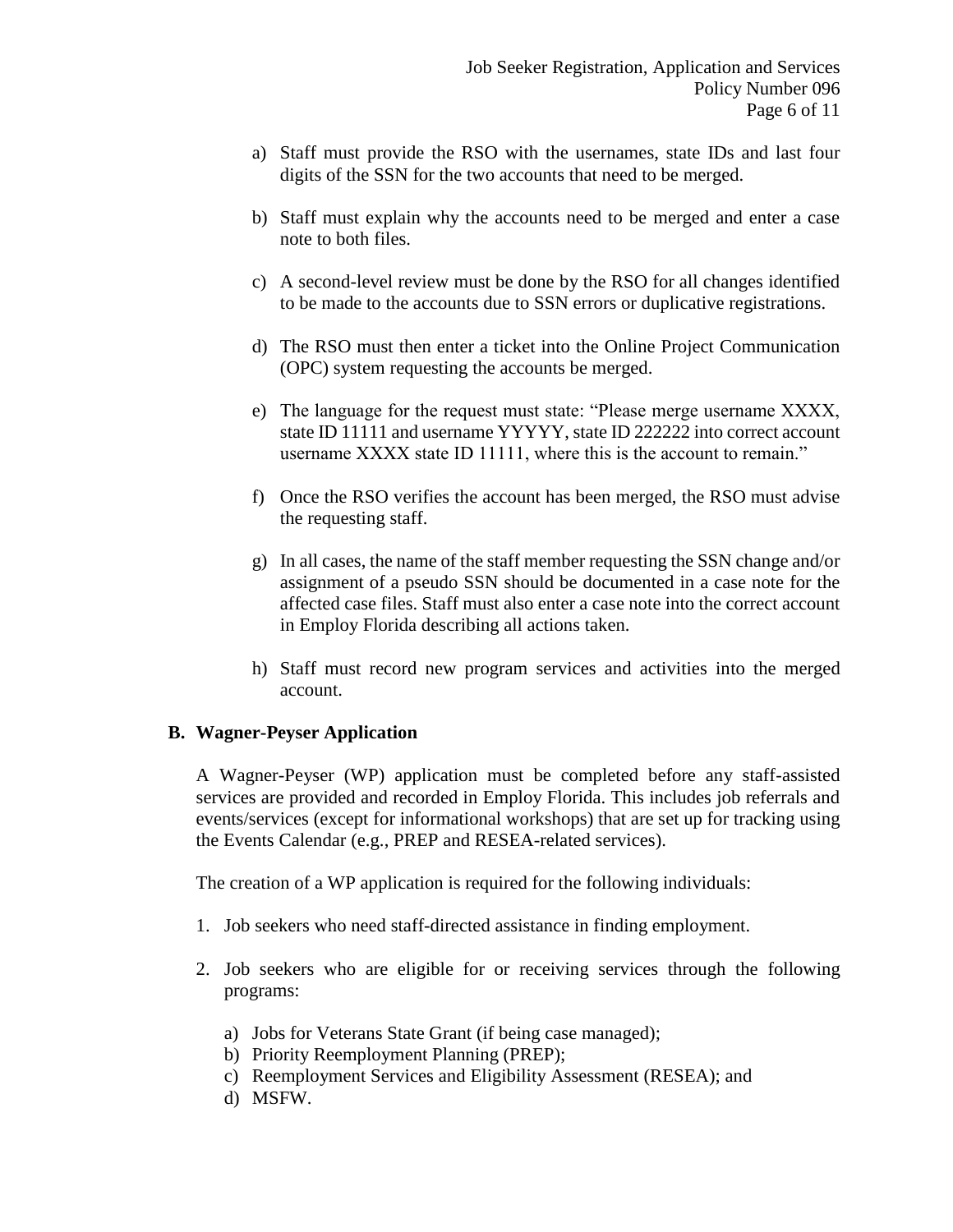a) Staff must provide the RSO with the usernames, state IDs and last four digits of the SSN for the two accounts that need to be merged.

b) Staff must explain why the accounts need to be merged and enter a case note to both files.

c) A second-level review must be done by the RSO for all changes identified to be made to the accounts due to SSN errors or duplicative registrations.

d) The RSO must then enter a ticket into the Online Project Communication (OPC) system requesting the accounts be merged.

e) The language for the request must state: "Please merge username XXXX, state ID 11111 and username YYYYY, state ID 222222 into correct account username XXXX state ID 11111, where this is the account to remain."

f) Once the RSO verifies the account has been merged, the RSO must advise the requesting staff.

g) In all cases, the name of the staff member requesting the SSN change and/or assignment of a pseudo SSN should be documented in a case note for the affected case files. Staff must also enter a case note into the correct account in Employ Florida describing all actions taken.

h) Staff must record new program services and activities into the merged account.

## B. Wagner-Peyser Application

A Wagner-Peyser (WP) application must be completed before any staff-assisted services are provided and recorded in Employ Florida. This includes job referrals and events/services (except for informational workshops) that are set up for tracking using the Events Calendar (e.g., PREP and RESEA-related services).

The creation of a WP application is required for the following individuals:

1. Job seekers who need staff-directed assistance in finding employment.

2. Job seekers who are eligible for or receiving services through the following programs:

   a) Jobs for Veterans State Grant (if being case managed);
   b) Priority Reemployment Planning (PREP);
   c) Reemployment Services and Eligibility Assessment (RESEA); and
   d) MSFW.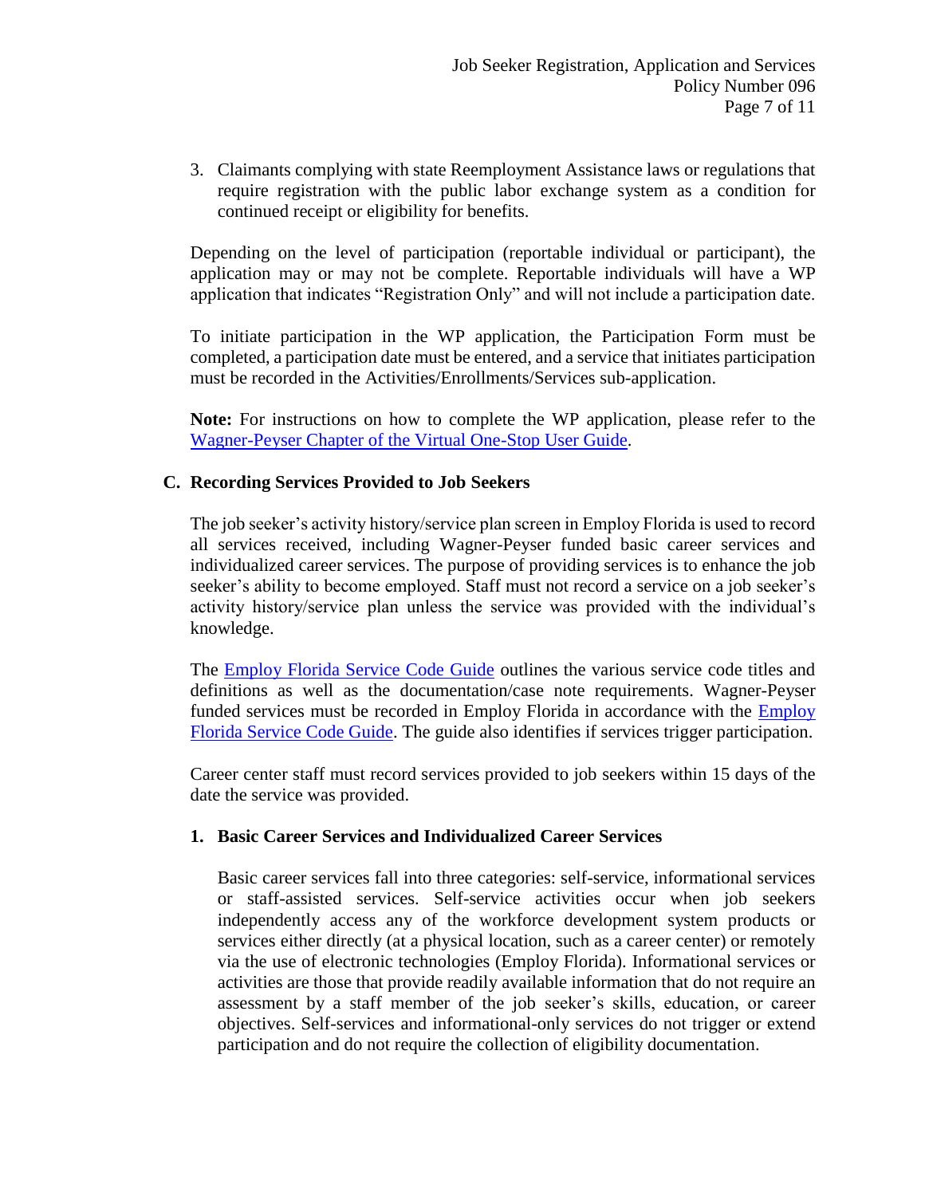3. Claimants complying with state Reemployment Assistance laws or regulations that require registration with the public labor exchange system as a condition for continued receipt or eligibility for benefits.

Depending on the level of participation (reportable individual or participant), the application may or may not be complete. Reportable individuals will have a WP application that indicates "Registration Only" and will not include a participation date.

To initiate participation in the WP application, the Participation Form must be completed, a participation date must be entered, and a service that initiates participation must be recorded in the Activities/Enrollments/Services sub-application.

**Note:** For instructions on how to complete the WP application, please refer to the Wagner-Peyser Chapter of the Virtual One-Stop User Guide.

### C. Recording Services Provided to Job Seekers

The job seeker's activity history/service plan screen in Employ Florida is used to record all services received, including Wagner-Peyser funded basic career services and individualized career services. The purpose of providing services is to enhance the job seeker's ability to become employed. Staff must not record a service on a job seeker's activity history/service plan unless the service was provided with the individual's knowledge.

The Employ Florida Service Code Guide outlines the various service code titles and definitions as well as the documentation/case note requirements. Wagner-Peyser funded services must be recorded in Employ Florida in accordance with the Employ Florida Service Code Guide. The guide also identifies if services trigger participation.

Career center staff must record services provided to job seekers within 15 days of the date the service was provided.

#### 1. Basic Career Services and Individualized Career Services

Basic career services fall into three categories: self-service, informational services or staff-assisted services. Self-service activities occur when job seekers independently access any of the workforce development system products or services either directly (at a physical location, such as a career center) or remotely via the use of electronic technologies (Employ Florida). Informational services or activities are those that provide readily available information that do not require an assessment by a staff member of the job seeker's skills, education, or career objectives. Self-services and informational-only services do not trigger or extend participation and do not require the collection of eligibility documentation.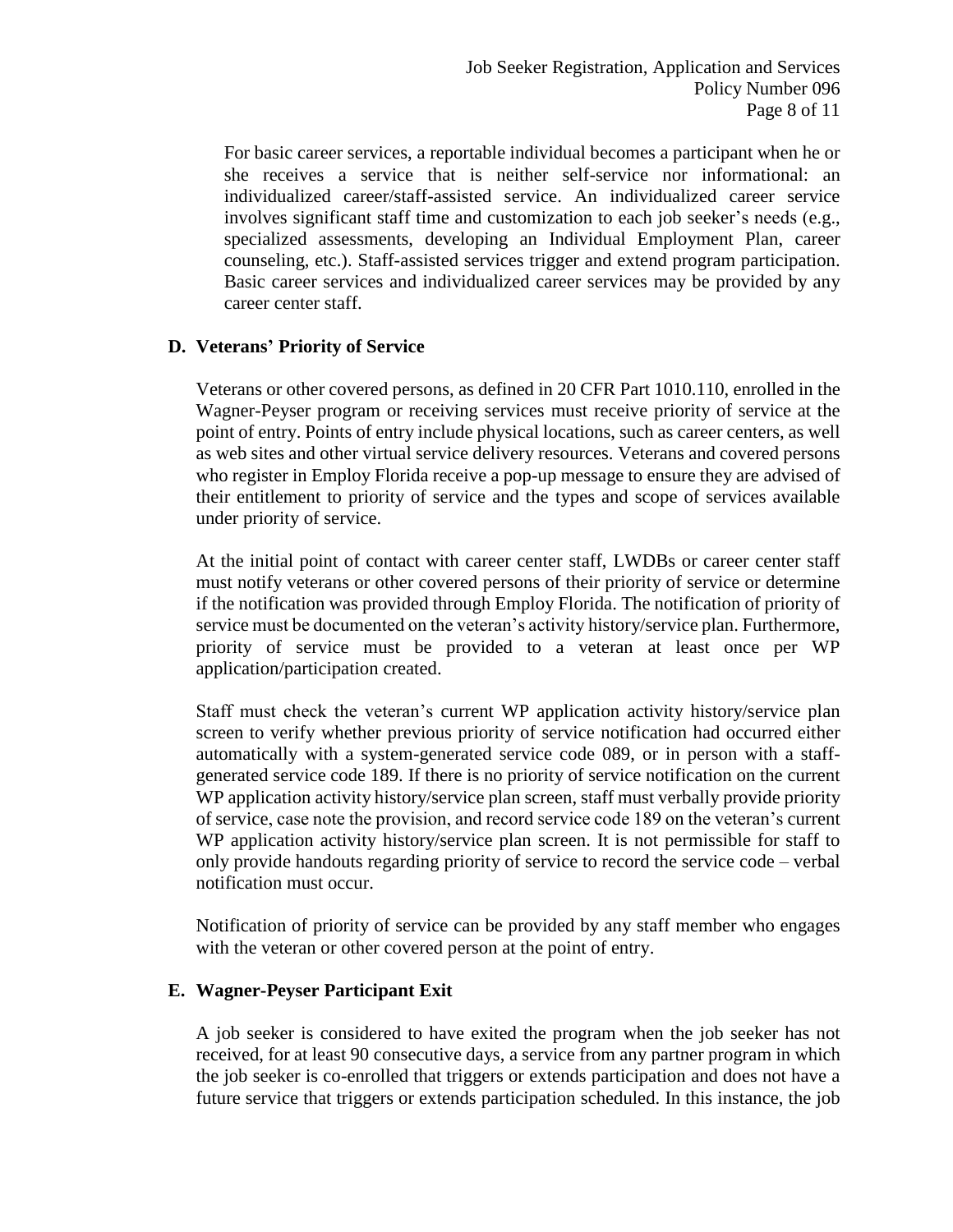For basic career services, a reportable individual becomes a participant when he or she receives a service that is neither self-service nor informational: an individualized career/staff-assisted service. An individualized career service involves significant staff time and customization to each job seeker's needs (e.g., specialized assessments, developing an Individual Employment Plan, career counseling, etc.). Staff-assisted services trigger and extend program participation. Basic career services and individualized career services may be provided by any career center staff.

### D. Veterans' Priority of Service

Veterans or other covered persons, as defined in 20 CFR Part 1010.110, enrolled in the Wagner-Peyser program or receiving services must receive priority of service at the point of entry. Points of entry include physical locations, such as career centers, as well as web sites and other virtual service delivery resources. Veterans and covered persons who register in Employ Florida receive a pop-up message to ensure they are advised of their entitlement to priority of service and the types and scope of services available under priority of service.

At the initial point of contact with career center staff, LWDBs or career center staff must notify veterans or other covered persons of their priority of service or determine if the notification was provided through Employ Florida. The notification of priority of service must be documented on the veteran's activity history/service plan. Furthermore, priority of service must be provided to a veteran at least once per WP application/participation created.

Staff must check the veteran's current WP application activity history/service plan screen to verify whether previous priority of service notification had occurred either automatically with a system-generated service code 089, or in person with a staff-generated service code 189. If there is no priority of service notification on the current WP application activity history/service plan screen, staff must verbally provide priority of service, case note the provision, and record service code 189 on the veteran's current WP application activity history/service plan screen. It is not permissible for staff to only provide handouts regarding priority of service to record the service code – verbal notification must occur.

Notification of priority of service can be provided by any staff member who engages with the veteran or other covered person at the point of entry.

### E. Wagner-Peyser Participant Exit

A job seeker is considered to have exited the program when the job seeker has not received, for at least 90 consecutive days, a service from any partner program in which the job seeker is co-enrolled that triggers or extends participation and does not have a future service that triggers or extends participation scheduled. In this instance, the job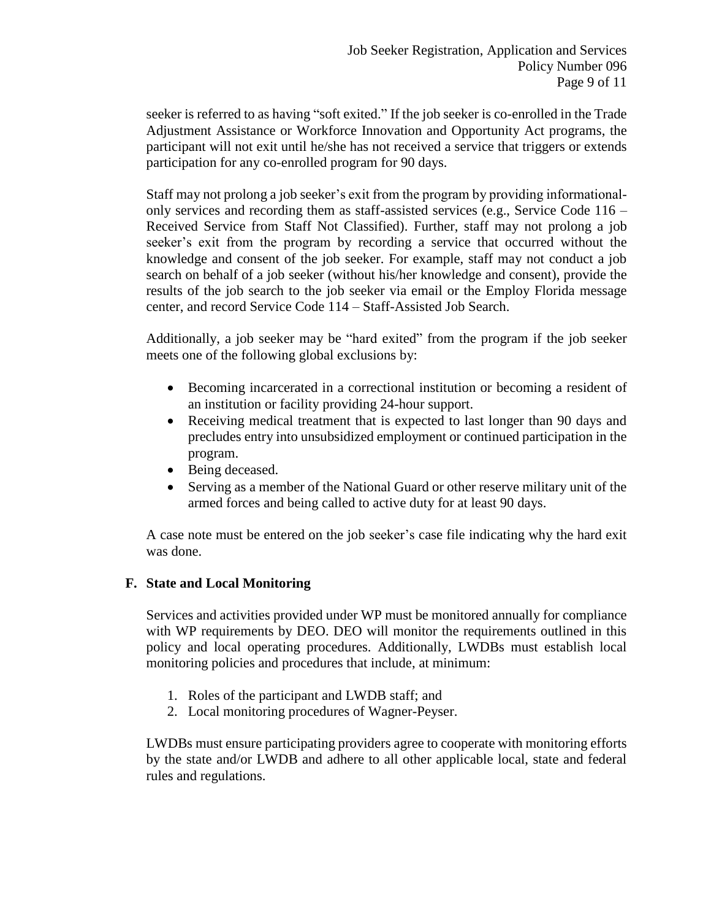seeker is referred to as having “soft exited.” If the job seeker is co-enrolled in the Trade Adjustment Assistance or Workforce Innovation and Opportunity Act programs, the participant will not exit until he/she has not received a service that triggers or extends participation for any co-enrolled program for 90 days.

Staff may not prolong a job seeker’s exit from the program by providing informational-only services and recording them as staff-assisted services (e.g., Service Code 116 – Received Service from Staff Not Classified). Further, staff may not prolong a job seeker’s exit from the program by recording a service that occurred without the knowledge and consent of the job seeker. For example, staff may not conduct a job search on behalf of a job seeker (without his/her knowledge and consent), provide the results of the job search to the job seeker via email or the Employ Florida message center, and record Service Code 114 – Staff-Assisted Job Search.

Additionally, a job seeker may be “hard exited” from the program if the job seeker meets one of the following global exclusions by:

- Becoming incarcerated in a correctional institution or becoming a resident of an institution or facility providing 24-hour support.
- Receiving medical treatment that is expected to last longer than 90 days and precludes entry into unsubsidized employment or continued participation in the program.
- Being deceased.
- Serving as a member of the National Guard or other reserve military unit of the armed forces and being called to active duty for at least 90 days.

A case note must be entered on the job seeker’s case file indicating why the hard exit was done.

### F. State and Local Monitoring

Services and activities provided under WP must be monitored annually for compliance with WP requirements by DEO. DEO will monitor the requirements outlined in this policy and local operating procedures. Additionally, LWDBs must establish local monitoring policies and procedures that include, at minimum:

1. Roles of the participant and LWDB staff; and
2. Local monitoring procedures of Wagner-Peyser.

LWDBs must ensure participating providers agree to cooperate with monitoring efforts by the state and/or LWDB and adhere to all other applicable local, state and federal rules and regulations.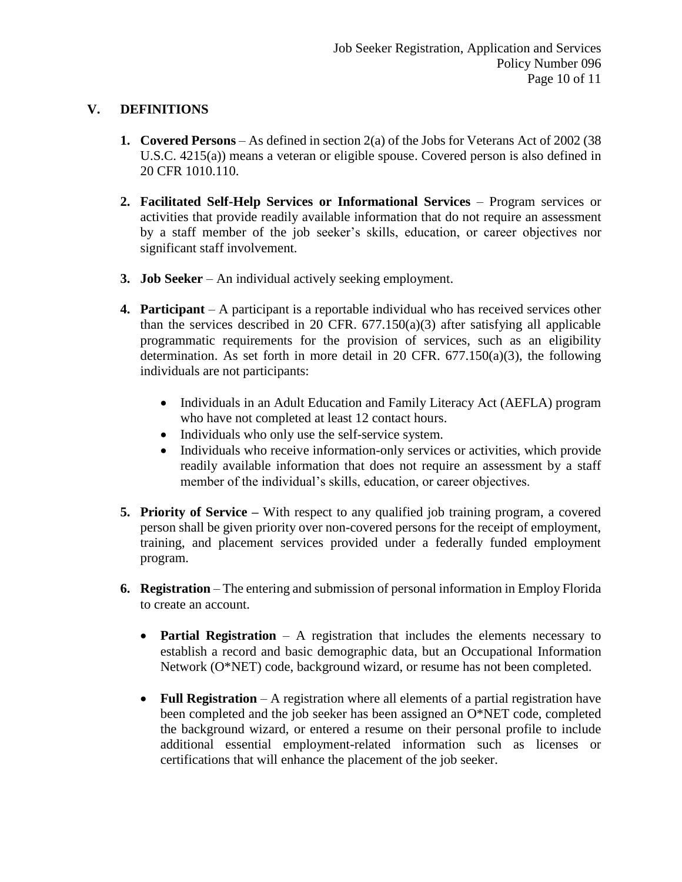## V. DEFINITIONS

1. **Covered Persons** – As defined in section 2(a) of the Jobs for Veterans Act of 2002 (38 U.S.C. 4215(a)) means a veteran or eligible spouse. Covered person is also defined in 20 CFR 1010.110.

2. **Facilitated Self-Help Services or Informational Services** – Program services or activities that provide readily available information that do not require an assessment by a staff member of the job seeker's skills, education, or career objectives nor significant staff involvement.

3. **Job Seeker** – An individual actively seeking employment.

4. **Participant** – A participant is a reportable individual who has received services other than the services described in 20 CFR. 677.150(a)(3) after satisfying all applicable programmatic requirements for the provision of services, such as an eligibility determination. As set forth in more detail in 20 CFR. 677.150(a)(3), the following individuals are not participants:

   - Individuals in an Adult Education and Family Literacy Act (AEFLA) program who have not completed at least 12 contact hours.
   - Individuals who only use the self-service system.
   - Individuals who receive information-only services or activities, which provide readily available information that does not require an assessment by a staff member of the individual's skills, education, or career objectives.

5. **Priority of Service –** With respect to any qualified job training program, a covered person shall be given priority over non-covered persons for the receipt of employment, training, and placement services provided under a federally funded employment program.

6. **Registration** – The entering and submission of personal information in Employ Florida to create an account.

   - **Partial Registration** – A registration that includes the elements necessary to establish a record and basic demographic data, but an Occupational Information Network (O*NET) code, background wizard, or resume has not been completed.

   - **Full Registration** – A registration where all elements of a partial registration have been completed and the job seeker has been assigned an O*NET code, completed the background wizard, or entered a resume on their personal profile to include additional essential employment-related information such as licenses or certifications that will enhance the placement of the job seeker.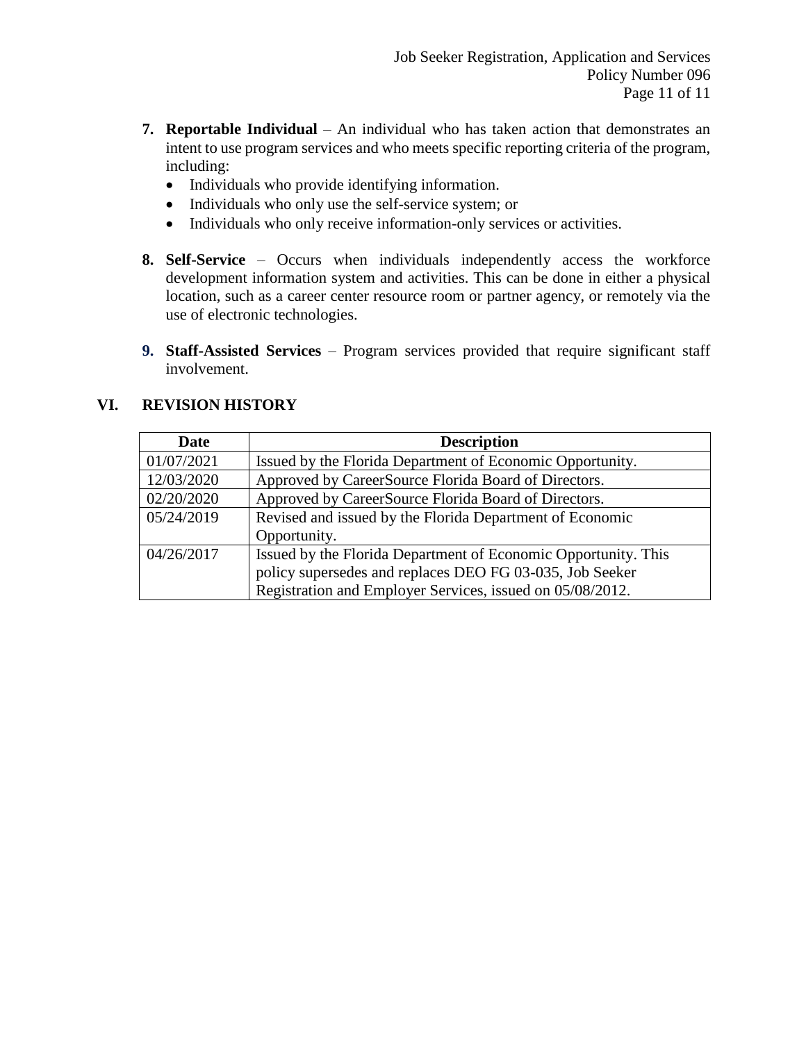7. **Reportable Individual** – An individual who has taken action that demonstrates an intent to use program services and who meets specific reporting criteria of the program, including:
   - Individuals who provide identifying information.
   - Individuals who only use the self-service system; or
   - Individuals who only receive information-only services or activities.

8. **Self-Service** – Occurs when individuals independently access the workforce development information system and activities. This can be done in either a physical location, such as a career center resource room or partner agency, or remotely via the use of electronic technologies.

9. **Staff-Assisted Services** – Program services provided that require significant staff involvement.

## VI. REVISION HISTORY

| Date | Description |
|---|---|
| 01/07/2021 | Issued by the Florida Department of Economic Opportunity. |
| 12/03/2020 | Approved by CareerSource Florida Board of Directors. |
| 02/20/2020 | Approved by CareerSource Florida Board of Directors. |
| 05/24/2019 | Revised and issued by the Florida Department of Economic Opportunity. |
| 04/26/2017 | Issued by the Florida Department of Economic Opportunity. This policy supersedes and replaces DEO FG 03-035, Job Seeker Registration and Employer Services, issued on 05/08/2012. |